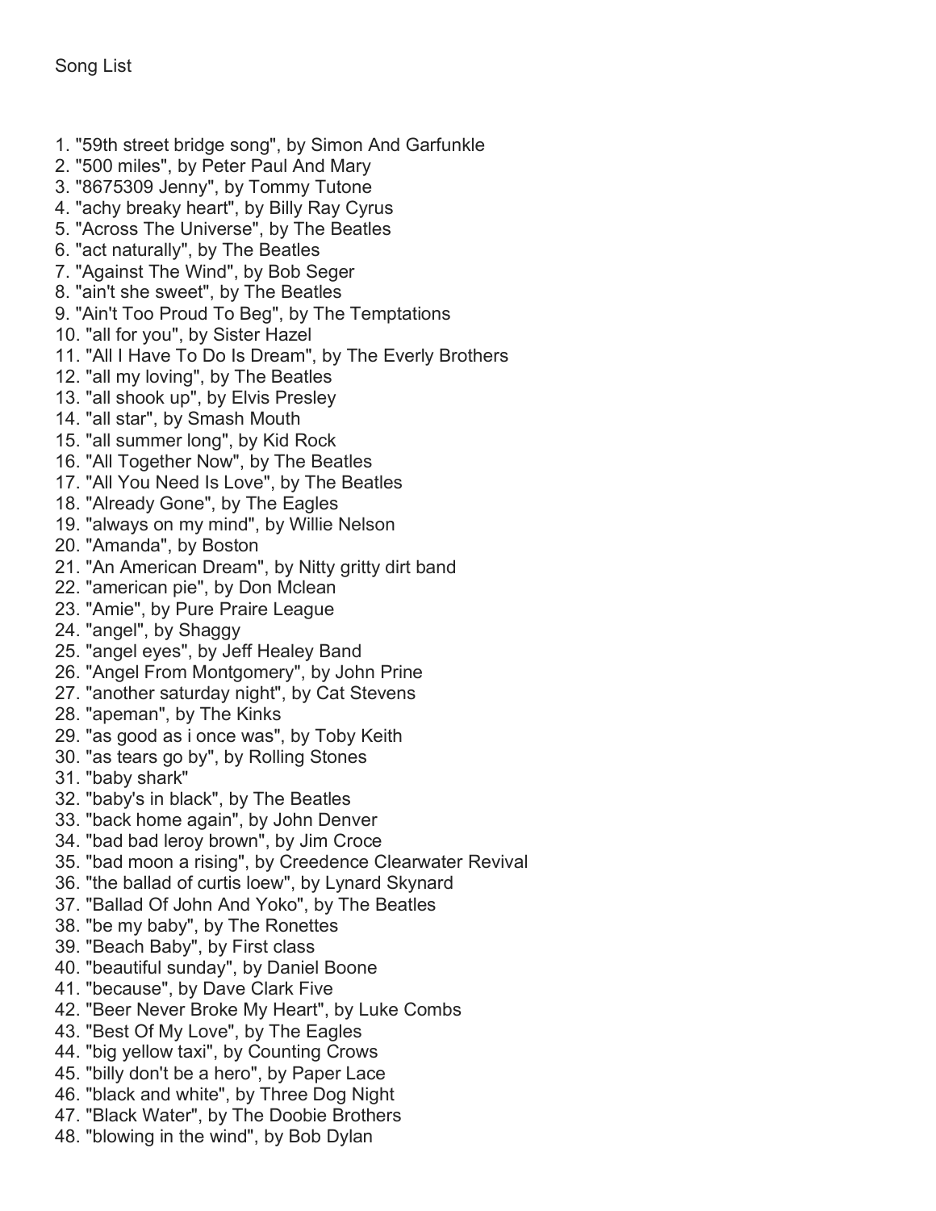Song List

1. "59th street bridge song", by Simon And Garfunkle
2. "500 miles", by Peter Paul And Mary
3. "8675309 Jenny", by Tommy Tutone
4. "achy breaky heart", by Billy Ray Cyrus
5. "Across The Universe", by The Beatles
6. "act naturally", by The Beatles
7. "Against The Wind", by Bob Seger
8. "ain't she sweet", by The Beatles
9. "Ain't Too Proud To Beg", by The Temptations
10. "all for you", by Sister Hazel
11. "All I Have To Do Is Dream", by The Everly Brothers
12. "all my loving", by The Beatles
13. "all shook up", by Elvis Presley
14. "all star", by Smash Mouth
15. "all summer long", by Kid Rock
16. "All Together Now", by The Beatles
17. "All You Need Is Love", by The Beatles
18. "Already Gone", by The Eagles
19. "always on my mind", by Willie Nelson
20. "Amanda", by Boston
21. "An American Dream", by Nitty gritty dirt band
22. "american pie", by Don Mclean
23. "Amie", by Pure Praire League
24. "angel", by Shaggy
25. "angel eyes", by Jeff Healey Band
26. "Angel From Montgomery", by John Prine
27. "another saturday night", by Cat Stevens
28. "apeman", by The Kinks
29. "as good as i once was", by Toby Keith
30. "as tears go by", by Rolling Stones
31. "baby shark"
32. "baby's in black", by The Beatles
33. "back home again", by John Denver
34. "bad bad leroy brown", by Jim Croce
35. "bad moon a rising", by Creedence Clearwater Revival
36. "the ballad of curtis loew", by Lynard Skynard
37. "Ballad Of John And Yoko", by The Beatles
38. "be my baby", by The Ronettes
39. "Beach Baby", by First class
40. "beautiful sunday", by Daniel Boone
41. "because", by Dave Clark Five
42. "Beer Never Broke My Heart", by Luke Combs
43. "Best Of My Love", by The Eagles
44. "big yellow taxi", by Counting Crows
45. "billy don't be a hero", by Paper Lace
46. "black and white", by Three Dog Night
47. "Black Water", by The Doobie Brothers
48. "blowing in the wind", by Bob Dylan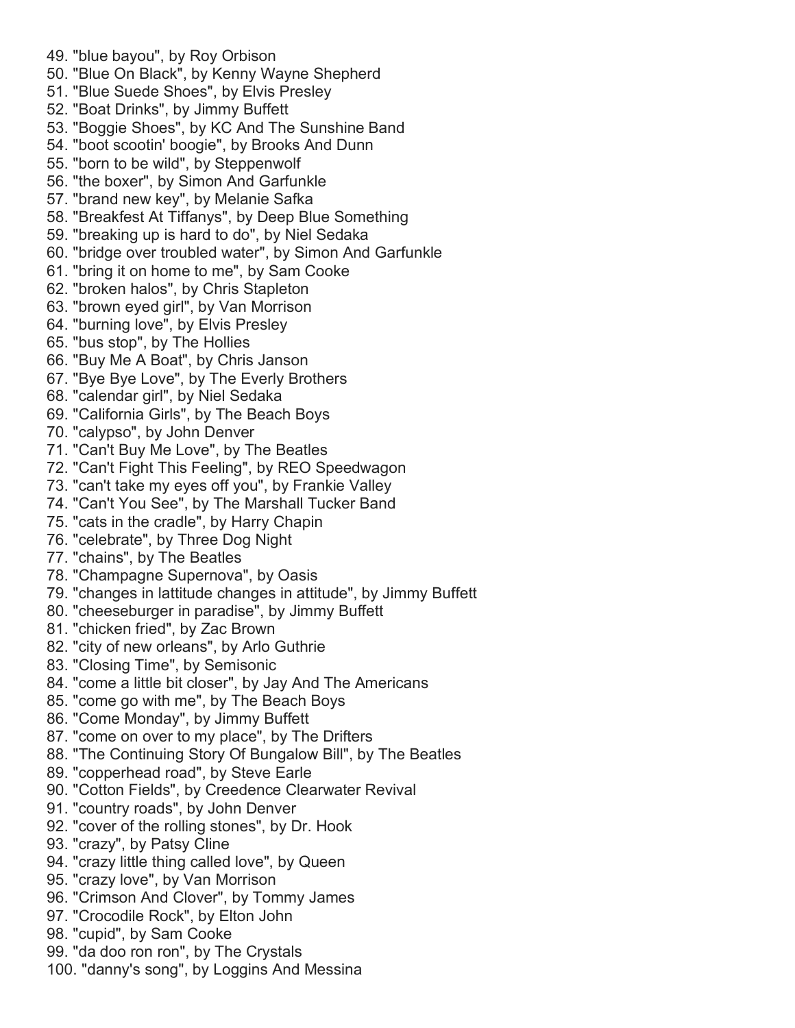49. "blue bayou", by Roy Orbison
50. "Blue On Black", by Kenny Wayne Shepherd
51. "Blue Suede Shoes", by Elvis Presley
52. "Boat Drinks", by Jimmy Buffett
53. "Boggie Shoes", by KC And The Sunshine Band
54. "boot scootin' boogie", by Brooks And Dunn
55. "born to be wild", by Steppenwolf
56. "the boxer", by Simon And Garfunkle
57. "brand new key", by Melanie Safka
58. "Breakfest At Tiffanys", by Deep Blue Something
59. "breaking up is hard to do", by Niel Sedaka
60. "bridge over troubled water", by Simon And Garfunkle
61. "bring it on home to me", by Sam Cooke
62. "broken halos", by Chris Stapleton
63. "brown eyed girl", by Van Morrison
64. "burning love", by Elvis Presley
65. "bus stop", by The Hollies
66. "Buy Me A Boat", by Chris Janson
67. "Bye Bye Love", by The Everly Brothers
68. "calendar girl", by Niel Sedaka
69. "California Girls", by The Beach Boys
70. "calypso", by John Denver
71. "Can't Buy Me Love", by The Beatles
72. "Can't Fight This Feeling", by REO Speedwagon
73. "can't take my eyes off you", by Frankie Valley
74. "Can't You See", by The Marshall Tucker Band
75. "cats in the cradle", by Harry Chapin
76. "celebrate", by Three Dog Night
77. "chains", by The Beatles
78. "Champagne Supernova", by Oasis
79. "changes in lattitude changes in attitude", by Jimmy Buffett
80. "cheeseburger in paradise", by Jimmy Buffett
81. "chicken fried", by Zac Brown
82. "city of new orleans", by Arlo Guthrie
83. "Closing Time", by Semisonic
84. "come a little bit closer", by Jay And The Americans
85. "come go with me", by The Beach Boys
86. "Come Monday", by Jimmy Buffett
87. "come on over to my place", by The Drifters
88. "The Continuing Story Of Bungalow Bill", by The Beatles
89. "copperhead road", by Steve Earle
90. "Cotton Fields", by Creedence Clearwater Revival
91. "country roads", by John Denver
92. "cover of the rolling stones", by Dr. Hook
93. "crazy", by Patsy Cline
94. "crazy little thing called love", by Queen
95. "crazy love", by Van Morrison
96. "Crimson And Clover", by Tommy James
97. "Crocodile Rock", by Elton John
98. "cupid", by Sam Cooke
99. "da doo ron ron", by The Crystals
100. "danny's song", by Loggins And Messina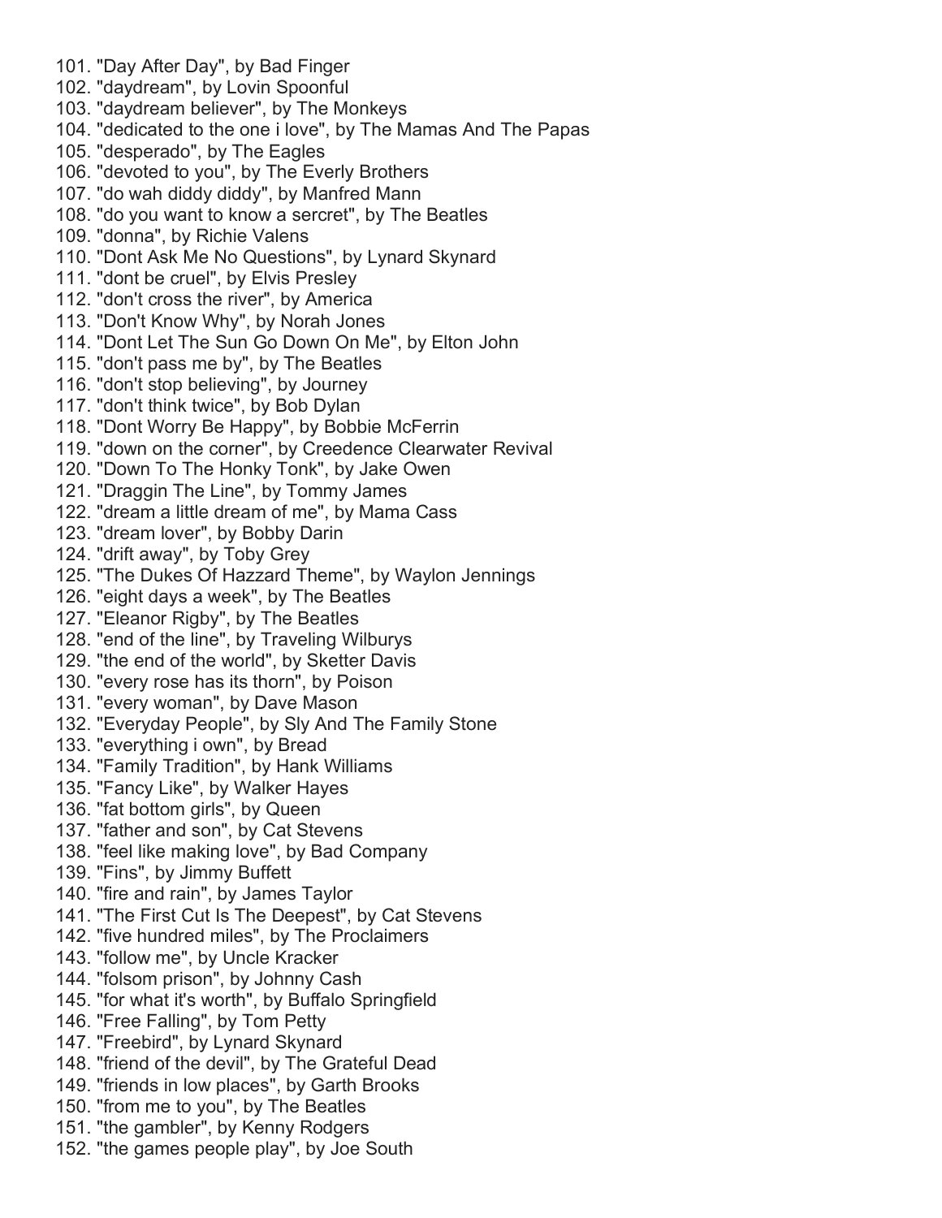101. "Day After Day", by Bad Finger
102. "daydream", by Lovin Spoonful
103. "daydream believer", by The Monkeys
104. "dedicated to the one i love", by The Mamas And The Papas
105. "desperado", by The Eagles
106. "devoted to you", by The Everly Brothers
107. "do wah diddy diddy", by Manfred Mann
108. "do you want to know a sercret", by The Beatles
109. "donna", by Richie Valens
110. "Dont Ask Me No Questions", by Lynard Skynard
111. "dont be cruel", by Elvis Presley
112. "don't cross the river", by America
113. "Don't Know Why", by Norah Jones
114. "Dont Let The Sun Go Down On Me", by Elton John
115. "don't pass me by", by The Beatles
116. "don't stop believing", by Journey
117. "don't think twice", by Bob Dylan
118. "Dont Worry Be Happy", by Bobbie McFerrin
119. "down on the corner", by Creedence Clearwater Revival
120. "Down To The Honky Tonk", by Jake Owen
121. "Draggin The Line", by Tommy James
122. "dream a little dream of me", by Mama Cass
123. "dream lover", by Bobby Darin
124. "drift away", by Toby Grey
125. "The Dukes Of Hazzard Theme", by Waylon Jennings
126. "eight days a week", by The Beatles
127. "Eleanor Rigby", by The Beatles
128. "end of the line", by Traveling Wilburys
129. "the end of the world", by Sketter Davis
130. "every rose has its thorn", by Poison
131. "every woman", by Dave Mason
132. "Everyday People", by Sly And The Family Stone
133. "everything i own", by Bread
134. "Family Tradition", by Hank Williams
135. "Fancy Like", by Walker Hayes
136. "fat bottom girls", by Queen
137. "father and son", by Cat Stevens
138. "feel like making love", by Bad Company
139. "Fins", by Jimmy Buffett
140. "fire and rain", by James Taylor
141. "The First Cut Is The Deepest", by Cat Stevens
142. "five hundred miles", by The Proclaimers
143. "follow me", by Uncle Kracker
144. "folsom prison", by Johnny Cash
145. "for what it's worth", by Buffalo Springfield
146. "Free Falling", by Tom Petty
147. "Freebird", by Lynard Skynard
148. "friend of the devil", by The Grateful Dead
149. "friends in low places", by Garth Brooks
150. "from me to you", by The Beatles
151. "the gambler", by Kenny Rodgers
152. "the games people play", by Joe South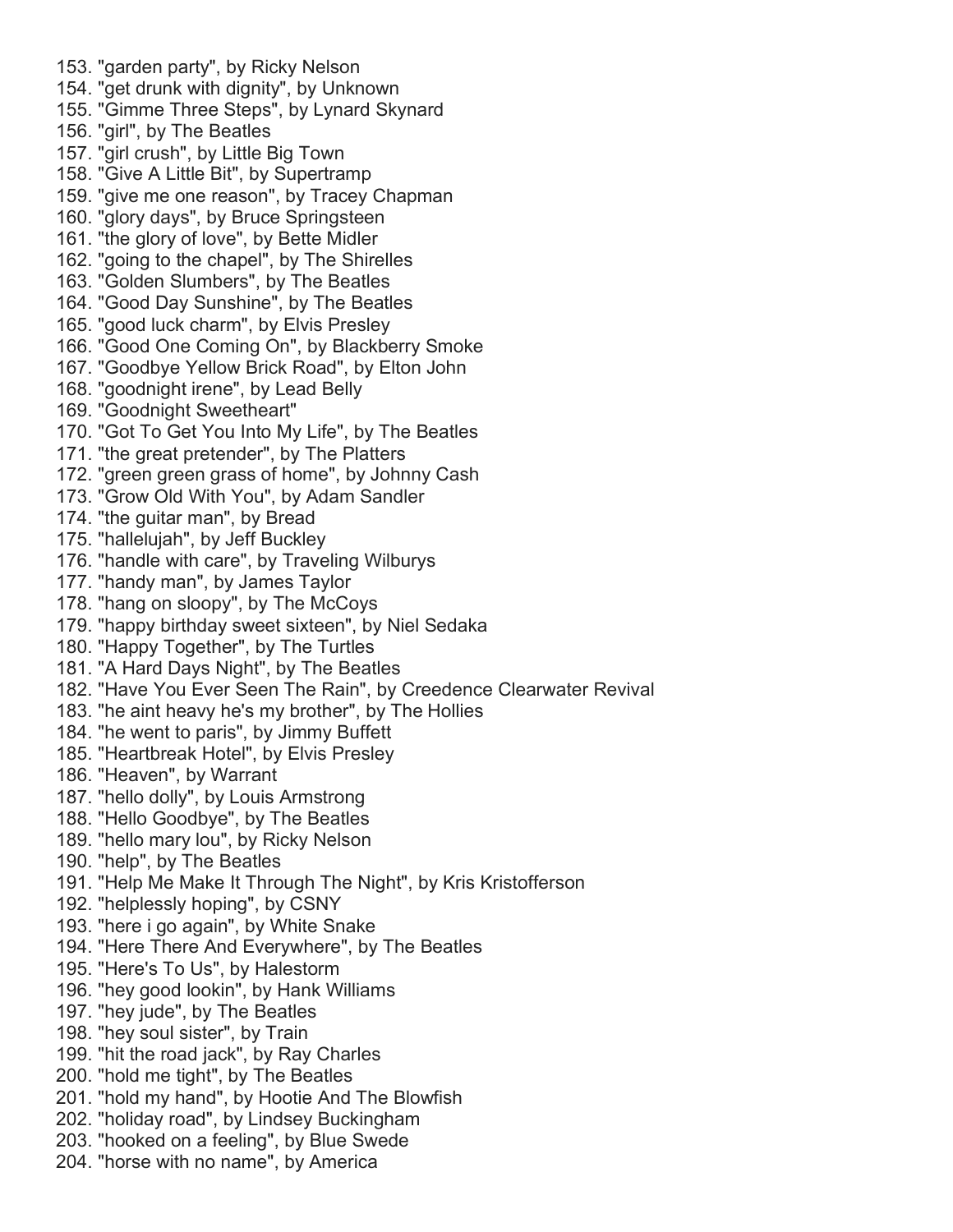153. "garden party", by Ricky Nelson
154. "get drunk with dignity", by Unknown
155. "Gimme Three Steps", by Lynard Skynard
156. "girl", by The Beatles
157. "girl crush", by Little Big Town
158. "Give A Little Bit", by Supertramp
159. "give me one reason", by Tracey Chapman
160. "glory days", by Bruce Springsteen
161. "the glory of love", by Bette Midler
162. "going to the chapel", by The Shirelles
163. "Golden Slumbers", by The Beatles
164. "Good Day Sunshine", by The Beatles
165. "good luck charm", by Elvis Presley
166. "Good One Coming On", by Blackberry Smoke
167. "Goodbye Yellow Brick Road", by Elton John
168. "goodnight irene", by Lead Belly
169. "Goodnight Sweetheart"
170. "Got To Get You Into My Life", by The Beatles
171. "the great pretender", by The Platters
172. "green green grass of home", by Johnny Cash
173. "Grow Old With You", by Adam Sandler
174. "the guitar man", by Bread
175. "hallelujah", by Jeff Buckley
176. "handle with care", by Traveling Wilburys
177. "handy man", by James Taylor
178. "hang on sloopy", by The McCoys
179. "happy birthday sweet sixteen", by Niel Sedaka
180. "Happy Together", by The Turtles
181. "A Hard Days Night", by The Beatles
182. "Have You Ever Seen The Rain", by Creedence Clearwater Revival
183. "he aint heavy he's my brother", by The Hollies
184. "he went to paris", by Jimmy Buffett
185. "Heartbreak Hotel", by Elvis Presley
186. "Heaven", by Warrant
187. "hello dolly", by Louis Armstrong
188. "Hello Goodbye", by The Beatles
189. "hello mary lou", by Ricky Nelson
190. "help", by The Beatles
191. "Help Me Make It Through The Night", by Kris Kristofferson
192. "helplessly hoping", by CSNY
193. "here i go again", by White Snake
194. "Here There And Everywhere", by The Beatles
195. "Here's To Us", by Halestorm
196. "hey good lookin", by Hank Williams
197. "hey jude", by The Beatles
198. "hey soul sister", by Train
199. "hit the road jack", by Ray Charles
200. "hold me tight", by The Beatles
201. "hold my hand", by Hootie And The Blowfish
202. "holiday road", by Lindsey Buckingham
203. "hooked on a feeling", by Blue Swede
204. "horse with no name", by America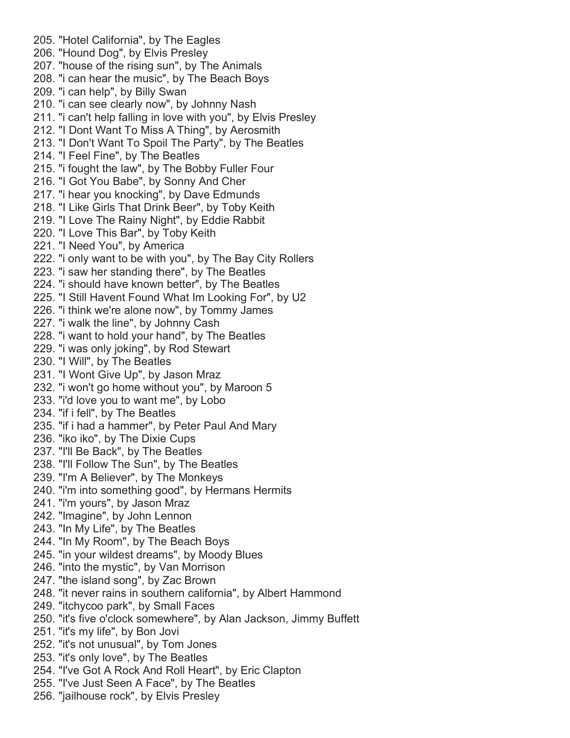205. "Hotel California", by The Eagles
206. "Hound Dog", by Elvis Presley
207. "house of the rising sun", by The Animals
208. "i can hear the music", by The Beach Boys
209. "i can help", by Billy Swan
210. "i can see clearly now", by Johnny Nash
211. "i can't help falling in love with you", by Elvis Presley
212. "I Dont Want To Miss A Thing", by Aerosmith
213. "I Don't Want To Spoil The Party", by The Beatles
214. "I Feel Fine", by The Beatles
215. "i fought the law", by The Bobby Fuller Four
216. "I Got You Babe", by Sonny And Cher
217. "i hear you knocking", by Dave Edmunds
218. "I Like Girls That Drink Beer", by Toby Keith
219. "I Love The Rainy Night", by Eddie Rabbit
220. "I Love This Bar", by Toby Keith
221. "I Need You", by America
222. "i only want to be with you", by The Bay City Rollers
223. "i saw her standing there", by The Beatles
224. "i should have known better", by The Beatles
225. "I Still Havent Found What Im Looking For", by U2
226. "i think we're alone now", by Tommy James
227. "i walk the line", by Johnny Cash
228. "i want to hold your hand", by The Beatles
229. "i was only joking", by Rod Stewart
230. "I Will", by The Beatles
231. "I Wont Give Up", by Jason Mraz
232. "i won't go home without you", by Maroon 5
233. "i'd love you to want me", by Lobo
234. "if i fell", by The Beatles
235. "if i had a hammer", by Peter Paul And Mary
236. "iko iko", by The Dixie Cups
237. "I'll Be Back", by The Beatles
238. "I'll Follow The Sun", by The Beatles
239. "I'm A Believer", by The Monkeys
240. "i'm into something good", by Hermans Hermits
241. "i'm yours", by Jason Mraz
242. "Imagine", by John Lennon
243. "In My Life", by The Beatles
244. "In My Room", by The Beach Boys
245. "in your wildest dreams", by Moody Blues
246. "into the mystic", by Van Morrison
247. "the island song", by Zac Brown
248. "it never rains in southern california", by Albert Hammond
249. "itchycoo park", by Small Faces
250. "it's five o'clock somewhere", by Alan Jackson, Jimmy Buffett
251. "it's my life", by Bon Jovi
252. "it's not unusual", by Tom Jones
253. "it's only love", by The Beatles
254. "I've Got A Rock And Roll Heart", by Eric Clapton
255. "I've Just Seen A Face", by The Beatles
256. "jailhouse rock", by Elvis Presley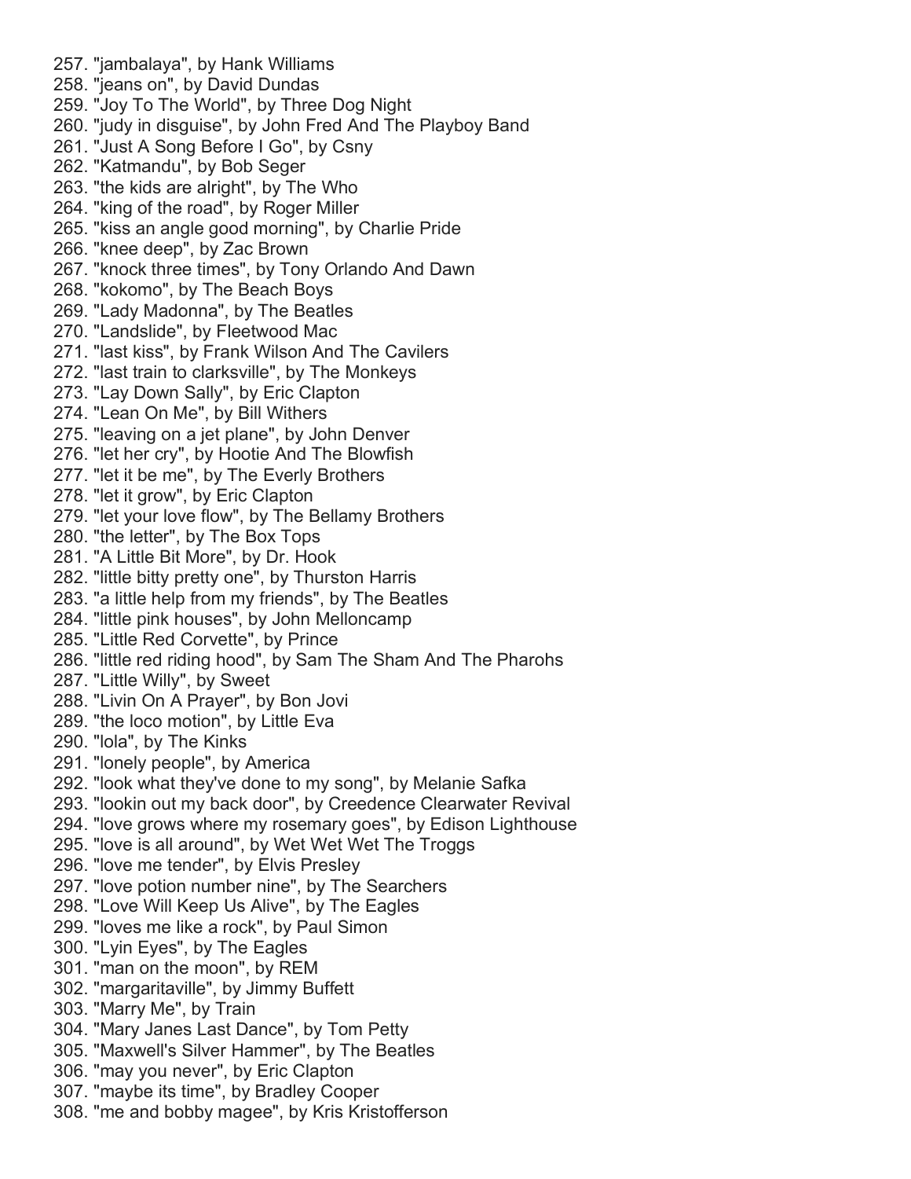257. "jambalaya", by Hank Williams
258. "jeans on", by David Dundas
259. "Joy To The World", by Three Dog Night
260. "judy in disguise", by John Fred And The Playboy Band
261. "Just A Song Before I Go", by Csny
262. "Katmandu", by Bob Seger
263. "the kids are alright", by The Who
264. "king of the road", by Roger Miller
265. "kiss an angle good morning", by Charlie Pride
266. "knee deep", by Zac Brown
267. "knock three times", by Tony Orlando And Dawn
268. "kokomo", by The Beach Boys
269. "Lady Madonna", by The Beatles
270. "Landslide", by Fleetwood Mac
271. "last kiss", by Frank Wilson And The Cavilers
272. "last train to clarksville", by The Monkeys
273. "Lay Down Sally", by Eric Clapton
274. "Lean On Me", by Bill Withers
275. "leaving on a jet plane", by John Denver
276. "let her cry", by Hootie And The Blowfish
277. "let it be me", by The Everly Brothers
278. "let it grow", by Eric Clapton
279. "let your love flow", by The Bellamy Brothers
280. "the letter", by The Box Tops
281. "A Little Bit More", by Dr. Hook
282. "little bitty pretty one", by Thurston Harris
283. "a little help from my friends", by The Beatles
284. "little pink houses", by John Melloncamp
285. "Little Red Corvette", by Prince
286. "little red riding hood", by Sam The Sham And The Pharohs
287. "Little Willy", by Sweet
288. "Livin On A Prayer", by Bon Jovi
289. "the loco motion", by Little Eva
290. "lola", by The Kinks
291. "lonely people", by America
292. "look what they've done to my song", by Melanie Safka
293. "lookin out my back door", by Creedence Clearwater Revival
294. "love grows where my rosemary goes", by Edison Lighthouse
295. "love is all around", by Wet Wet Wet The Troggs
296. "love me tender", by Elvis Presley
297. "love potion number nine", by The Searchers
298. "Love Will Keep Us Alive", by The Eagles
299. "loves me like a rock", by Paul Simon
300. "Lyin Eyes", by The Eagles
301. "man on the moon", by REM
302. "margaritaville", by Jimmy Buffett
303. "Marry Me", by Train
304. "Mary Janes Last Dance", by Tom Petty
305. "Maxwell's Silver Hammer", by The Beatles
306. "may you never", by Eric Clapton
307. "maybe its time", by Bradley Cooper
308. "me and bobby magee", by Kris Kristofferson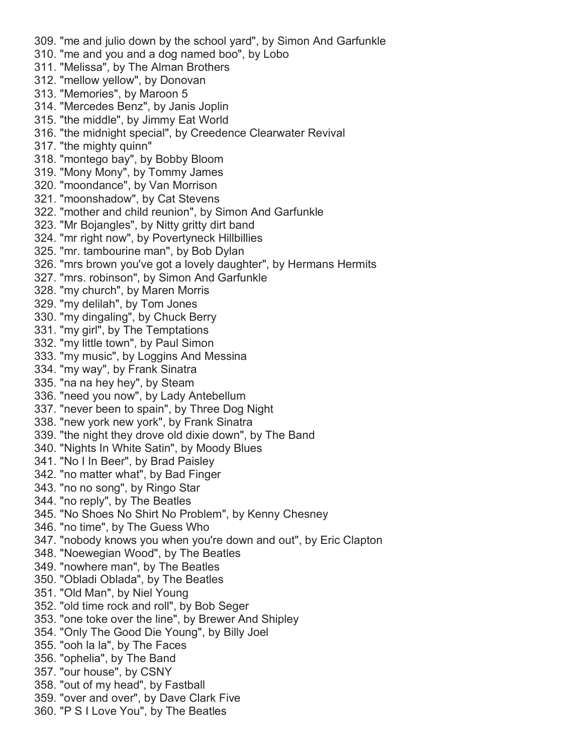309. "me and julio down by the school yard", by Simon And Garfunkle
310. "me and you and a dog named boo", by Lobo
311. "Melissa", by The Alman Brothers
312. "mellow yellow", by Donovan
313. "Memories", by Maroon 5
314. "Mercedes Benz", by Janis Joplin
315. "the middle", by Jimmy Eat World
316. "the midnight special", by Creedence Clearwater Revival
317. "the mighty quinn"
318. "montego bay", by Bobby Bloom
319. "Mony Mony", by Tommy James
320. "moondance", by Van Morrison
321. "moonshadow", by Cat Stevens
322. "mother and child reunion", by Simon And Garfunkle
323. "Mr Bojangles", by Nitty gritty dirt band
324. "mr right now", by Povertyneck Hillbillies
325. "mr. tambourine man", by Bob Dylan
326. "mrs brown you've got a lovely daughter", by Hermans Hermits
327. "mrs. robinson", by Simon And Garfunkle
328. "my church", by Maren Morris
329. "my delilah", by Tom Jones
330. "my dingaling", by Chuck Berry
331. "my girl", by The Temptations
332. "my little town", by Paul Simon
333. "my music", by Loggins And Messina
334. "my way", by Frank Sinatra
335. "na na hey hey", by Steam
336. "need you now", by Lady Antebellum
337. "never been to spain", by Three Dog Night
338. "new york new york", by Frank Sinatra
339. "the night they drove old dixie down", by The Band
340. "Nights In White Satin", by Moody Blues
341. "No I In Beer", by Brad Paisley
342. "no matter what", by Bad Finger
343. "no no song", by Ringo Star
344. "no reply", by The Beatles
345. "No Shoes No Shirt No Problem", by Kenny Chesney
346. "no time", by The Guess Who
347. "nobody knows you when you're down and out", by Eric Clapton
348. "Noewegian Wood", by The Beatles
349. "nowhere man", by The Beatles
350. "Obladi Oblada", by The Beatles
351. "Old Man", by Niel Young
352. "old time rock and roll", by Bob Seger
353. "one toke over the line", by Brewer And Shipley
354. "Only The Good Die Young", by Billy Joel
355. "ooh la la", by The Faces
356. "ophelia", by The Band
357. "our house", by CSNY
358. "out of my head", by Fastball
359. "over and over", by Dave Clark Five
360. "P S I Love You", by The Beatles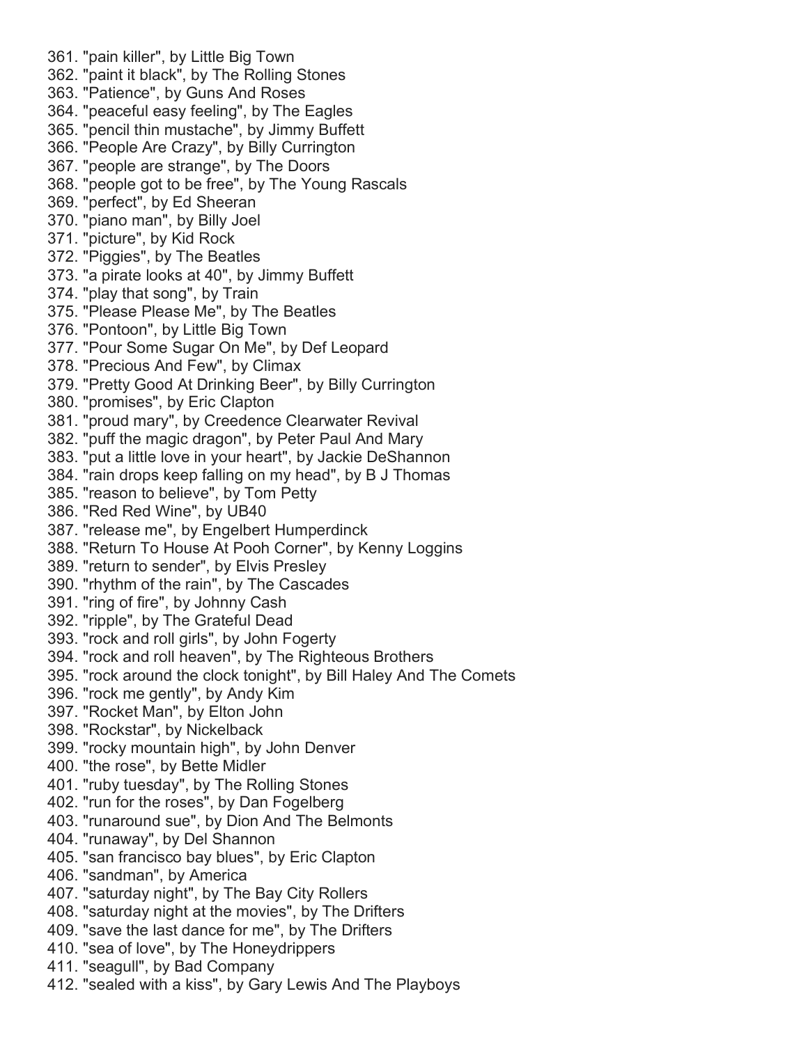361. "pain killer", by Little Big Town
362. "paint it black", by The Rolling Stones
363. "Patience", by Guns And Roses
364. "peaceful easy feeling", by The Eagles
365. "pencil thin mustache", by Jimmy Buffett
366. "People Are Crazy", by Billy Currington
367. "people are strange", by The Doors
368. "people got to be free", by The Young Rascals
369. "perfect", by Ed Sheeran
370. "piano man", by Billy Joel
371. "picture", by Kid Rock
372. "Piggies", by The Beatles
373. "a pirate looks at 40", by Jimmy Buffett
374. "play that song", by Train
375. "Please Please Me", by The Beatles
376. "Pontoon", by Little Big Town
377. "Pour Some Sugar On Me", by Def Leopard
378. "Precious And Few", by Climax
379. "Pretty Good At Drinking Beer", by Billy Currington
380. "promises", by Eric Clapton
381. "proud mary", by Creedence Clearwater Revival
382. "puff the magic dragon", by Peter Paul And Mary
383. "put a little love in your heart", by Jackie DeShannon
384. "rain drops keep falling on my head", by B J Thomas
385. "reason to believe", by Tom Petty
386. "Red Red Wine", by UB40
387. "release me", by Engelbert Humperdinck
388. "Return To House At Pooh Corner", by Kenny Loggins
389. "return to sender", by Elvis Presley
390. "rhythm of the rain", by The Cascades
391. "ring of fire", by Johnny Cash
392. "ripple", by The Grateful Dead
393. "rock and roll girls", by John Fogerty
394. "rock and roll heaven", by The Righteous Brothers
395. "rock around the clock tonight", by Bill Haley And The Comets
396. "rock me gently", by Andy Kim
397. "Rocket Man", by Elton John
398. "Rockstar", by Nickelback
399. "rocky mountain high", by John Denver
400. "the rose", by Bette Midler
401. "ruby tuesday", by The Rolling Stones
402. "run for the roses", by Dan Fogelberg
403. "runaround sue", by Dion And The Belmonts
404. "runaway", by Del Shannon
405. "san francisco bay blues", by Eric Clapton
406. "sandman", by America
407. "saturday night", by The Bay City Rollers
408. "saturday night at the movies", by The Drifters
409. "save the last dance for me", by The Drifters
410. "sea of love", by The Honeydrippers
411. "seagull", by Bad Company
412. "sealed with a kiss", by Gary Lewis And The Playboys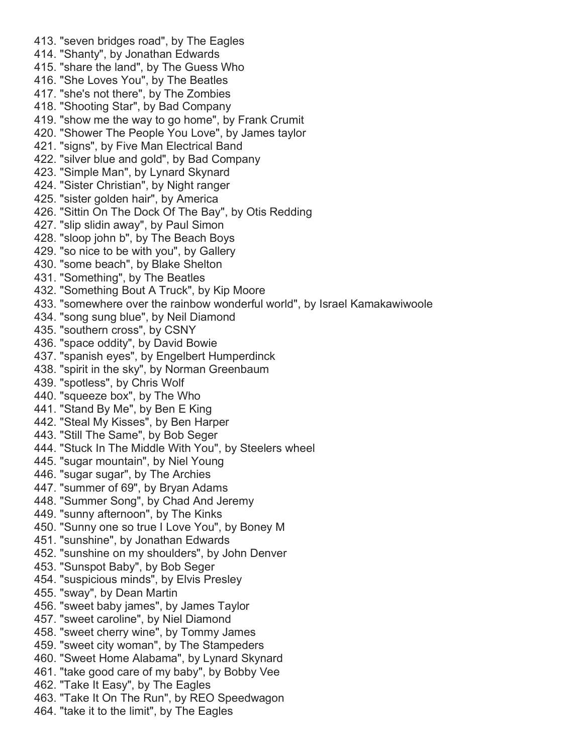413. "seven bridges road", by The Eagles
414. "Shanty", by Jonathan Edwards
415. "share the land", by The Guess Who
416. "She Loves You", by The Beatles
417. "she's not there", by The Zombies
418. "Shooting Star", by Bad Company
419. "show me the way to go home", by Frank Crumit
420. "Shower The People You Love", by James taylor
421. "signs", by Five Man Electrical Band
422. "silver blue and gold", by Bad Company
423. "Simple Man", by Lynard Skynard
424. "Sister Christian", by Night ranger
425. "sister golden hair", by America
426. "Sittin On The Dock Of The Bay", by Otis Redding
427. "slip slidin away", by Paul Simon
428. "sloop john b", by The Beach Boys
429. "so nice to be with you", by Gallery
430. "some beach", by Blake Shelton
431. "Something", by The Beatles
432. "Something Bout A Truck", by Kip Moore
433. "somewhere over the rainbow wonderful world", by Israel Kamakawiwoole
434. "song sung blue", by Neil Diamond
435. "southern cross", by CSNY
436. "space oddity", by David Bowie
437. "spanish eyes", by Engelbert Humperdinck
438. "spirit in the sky", by Norman Greenbaum
439. "spotless", by Chris Wolf
440. "squeeze box", by The Who
441. "Stand By Me", by Ben E King
442. "Steal My Kisses", by Ben Harper
443. "Still The Same", by Bob Seger
444. "Stuck In The Middle With You", by Steelers wheel
445. "sugar mountain", by Niel Young
446. "sugar sugar", by The Archies
447. "summer of 69", by Bryan Adams
448. "Summer Song", by Chad And Jeremy
449. "sunny afternoon", by The Kinks
450. "Sunny one so true I Love You", by Boney M
451. "sunshine", by Jonathan Edwards
452. "sunshine on my shoulders", by John Denver
453. "Sunspot Baby", by Bob Seger
454. "suspicious minds", by Elvis Presley
455. "sway", by Dean Martin
456. "sweet baby james", by James Taylor
457. "sweet caroline", by Niel Diamond
458. "sweet cherry wine", by Tommy James
459. "sweet city woman", by The Stampeders
460. "Sweet Home Alabama", by Lynard Skynard
461. "take good care of my baby", by Bobby Vee
462. "Take It Easy", by The Eagles
463. "Take It On The Run", by REO Speedwagon
464. "take it to the limit", by The Eagles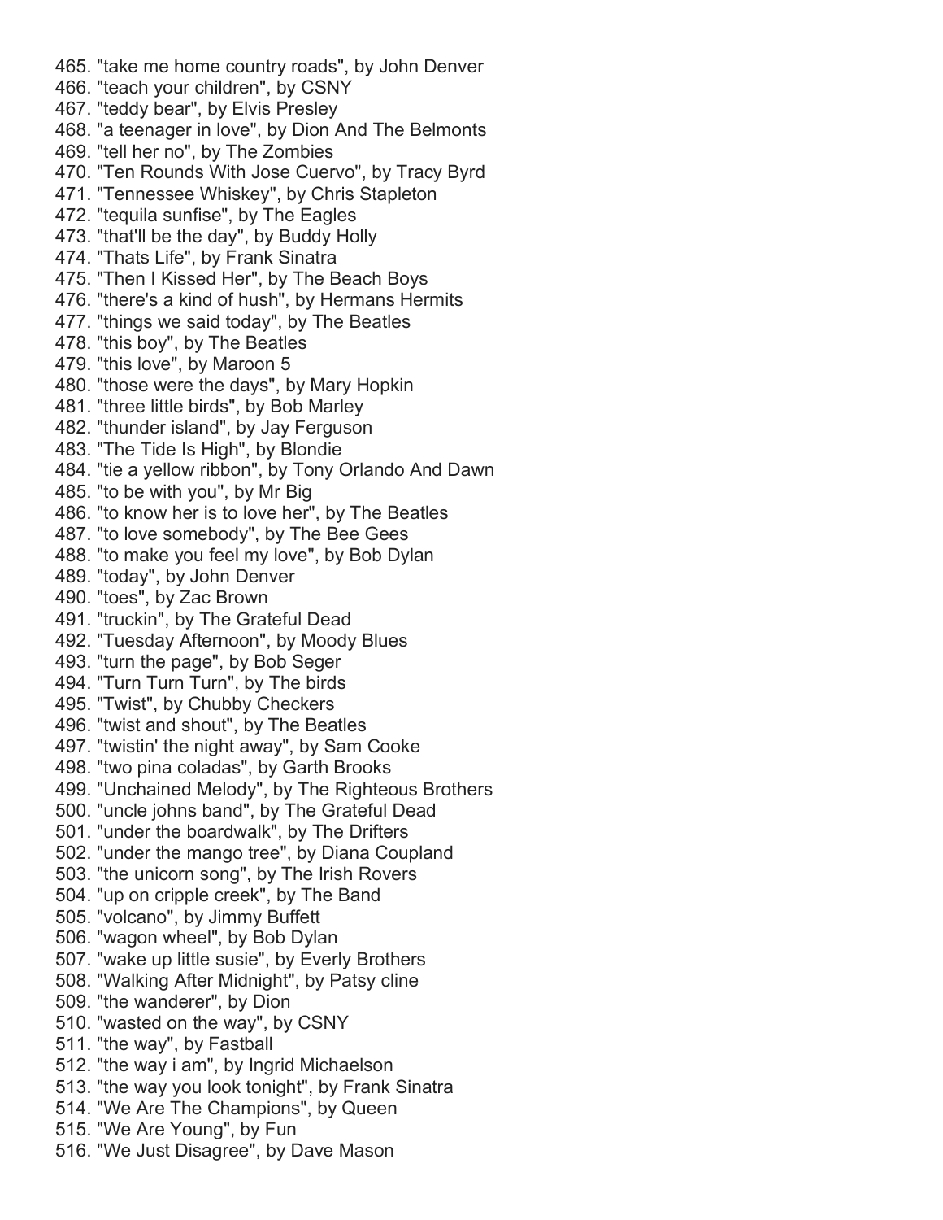465. "take me home country roads", by John Denver
466. "teach your children", by CSNY
467. "teddy bear", by Elvis Presley
468. "a teenager in love", by Dion And The Belmonts
469. "tell her no", by The Zombies
470. "Ten Rounds With Jose Cuervo", by Tracy Byrd
471. "Tennessee Whiskey", by Chris Stapleton
472. "tequila sunfise", by The Eagles
473. "that'll be the day", by Buddy Holly
474. "Thats Life", by Frank Sinatra
475. "Then I Kissed Her", by The Beach Boys
476. "there's a kind of hush", by Hermans Hermits
477. "things we said today", by The Beatles
478. "this boy", by The Beatles
479. "this love", by Maroon 5
480. "those were the days", by Mary Hopkin
481. "three little birds", by Bob Marley
482. "thunder island", by Jay Ferguson
483. "The Tide Is High", by Blondie
484. "tie a yellow ribbon", by Tony Orlando And Dawn
485. "to be with you", by Mr Big
486. "to know her is to love her", by The Beatles
487. "to love somebody", by The Bee Gees
488. "to make you feel my love", by Bob Dylan
489. "today", by John Denver
490. "toes", by Zac Brown
491. "truckin", by The Grateful Dead
492. "Tuesday Afternoon", by Moody Blues
493. "turn the page", by Bob Seger
494. "Turn Turn Turn", by The birds
495. "Twist", by Chubby Checkers
496. "twist and shout", by The Beatles
497. "twistin' the night away", by Sam Cooke
498. "two pina coladas", by Garth Brooks
499. "Unchained Melody", by The Righteous Brothers
500. "uncle johns band", by The Grateful Dead
501. "under the boardwalk", by The Drifters
502. "under the mango tree", by Diana Coupland
503. "the unicorn song", by The Irish Rovers
504. "up on cripple creek", by The Band
505. "volcano", by Jimmy Buffett
506. "wagon wheel", by Bob Dylan
507. "wake up little susie", by Everly Brothers
508. "Walking After Midnight", by Patsy cline
509. "the wanderer", by Dion
510. "wasted on the way", by CSNY
511. "the way", by Fastball
512. "the way i am", by Ingrid Michaelson
513. "the way you look tonight", by Frank Sinatra
514. "We Are The Champions", by Queen
515. "We Are Young", by Fun
516. "We Just Disagree", by Dave Mason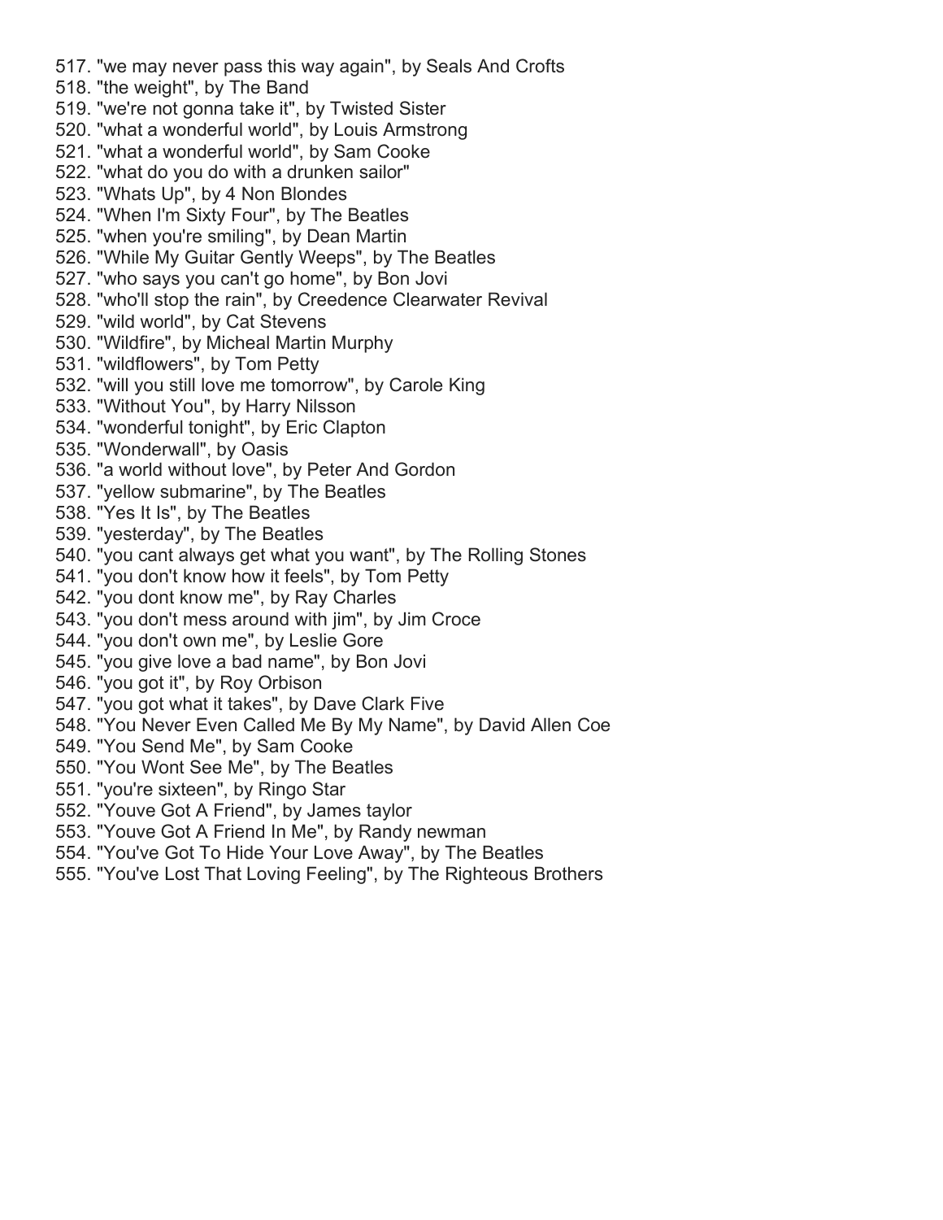517. "we may never pass this way again", by Seals And Crofts
518. "the weight", by The Band
519. "we're not gonna take it", by Twisted Sister
520. "what a wonderful world", by Louis Armstrong
521. "what a wonderful world", by Sam Cooke
522. "what do you do with a drunken sailor"
523. "Whats Up", by 4 Non Blondes
524. "When I'm Sixty Four", by The Beatles
525. "when you're smiling", by Dean Martin
526. "While My Guitar Gently Weeps", by The Beatles
527. "who says you can't go home", by Bon Jovi
528. "who'll stop the rain", by Creedence Clearwater Revival
529. "wild world", by Cat Stevens
530. "Wildfire", by Micheal Martin Murphy
531. "wildflowers", by Tom Petty
532. "will you still love me tomorrow", by Carole King
533. "Without You", by Harry Nilsson
534. "wonderful tonight", by Eric Clapton
535. "Wonderwall", by Oasis
536. "a world without love", by Peter And Gordon
537. "yellow submarine", by The Beatles
538. "Yes It Is", by The Beatles
539. "yesterday", by The Beatles
540. "you cant always get what you want", by The Rolling Stones
541. "you don't know how it feels", by Tom Petty
542. "you dont know me", by Ray Charles
543. "you don't mess around with jim", by Jim Croce
544. "you don't own me", by Leslie Gore
545. "you give love a bad name", by Bon Jovi
546. "you got it", by Roy Orbison
547. "you got what it takes", by Dave Clark Five
548. "You Never Even Called Me By My Name", by David Allen Coe
549. "You Send Me", by Sam Cooke
550. "You Wont See Me", by The Beatles
551. "you're sixteen", by Ringo Star
552. "Youve Got A Friend", by James taylor
553. "Youve Got A Friend In Me", by Randy newman
554. "You've Got To Hide Your Love Away", by The Beatles
555. "You've Lost That Loving Feeling", by The Righteous Brothers